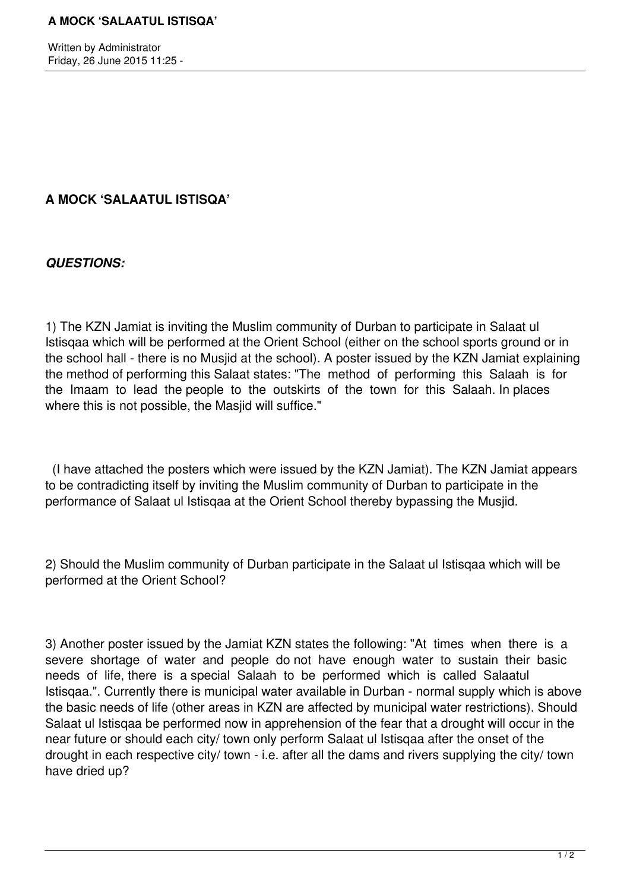# A MOCK 'SALAATUL ISTISQA'

***QUESTIONS:***

1) The KZN Jamiat is inviting the Muslim community of Durban to participate in Salaat ul Istisqaa which will be performed at the Orient School (either on the school sports ground or in the school hall - there is no Musjid at the school). A poster issued by the KZN Jamiat explaining the method of performing this Salaat states: "The method of performing this Salaah is for the Imaam to lead the people to the outskirts of the town for this Salaah. In places where this is not possible, the Masjid will suffice."

(I have attached the posters which were issued by the KZN Jamiat). The KZN Jamiat appears to be contradicting itself by inviting the Muslim community of Durban to participate in the performance of Salaat ul Istisqaa at the Orient School thereby bypassing the Musjid.

2) Should the Muslim community of Durban participate in the Salaat ul Istisqaa which will be performed at the Orient School?

3) Another poster issued by the Jamiat KZN states the following: "At times when there is a severe shortage of water and people do not have enough water to sustain their basic needs of life, there is a special Salaah to be performed which is called Salaatul Istisqaa.". Currently there is municipal water available in Durban - normal supply which is above the basic needs of life (other areas in KZN are affected by municipal water restrictions). Should Salaat ul Istisqaa be performed now in apprehension of the fear that a drought will occur in the near future or should each city/ town only perform Salaat ul Istisqaa after the onset of the drought in each respective city/ town - i.e. after all the dams and rivers supplying the city/ town have dried up?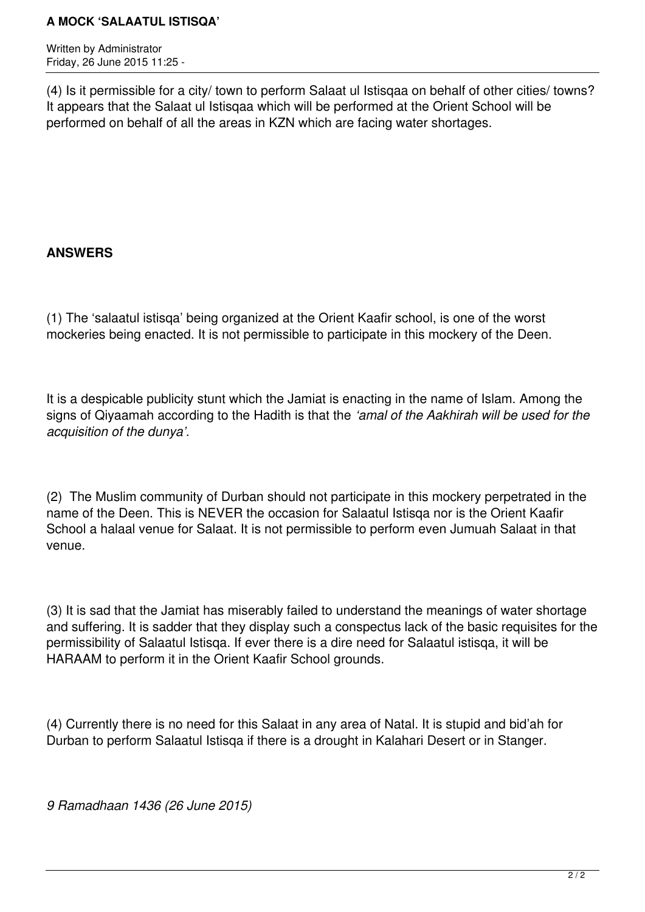(4) Is it permissible for a city/ town to perform Salaat ul Istisqaa on behalf of other cities/ towns? It appears that the Salaat ul Istisqaa which will be performed at the Orient School will be performed on behalf of all the areas in KZN which are facing water shortages.

**ANSWERS**

(1) The 'salaatul istisqa' being organized at the Orient Kaafir school, is one of the worst mockeries being enacted. It is not permissible to participate in this mockery of the Deen.

It is a despicable publicity stunt which the Jamiat is enacting in the name of Islam. Among the signs of Qiyaamah according to the Hadith is that the *'amal of the Aakhirah will be used for the acquisition of the dunya'.*

(2) The Muslim community of Durban should not participate in this mockery perpetrated in the name of the Deen. This is NEVER the occasion for Salaatul Istisqa nor is the Orient Kaafir School a halaal venue for Salaat. It is not permissible to perform even Jumuah Salaat in that venue.

(3) It is sad that the Jamiat has miserably failed to understand the meanings of water shortage and suffering. It is sadder that they display such a conspectus lack of the basic requisites for the permissibility of Salaatul Istisqa. If ever there is a dire need for Salaatul istisqa, it will be HARAAM to perform it in the Orient Kaafir School grounds.

(4) Currently there is no need for this Salaat in any area of Natal. It is stupid and bid'ah for Durban to perform Salaatul Istisqa if there is a drought in Kalahari Desert or in Stanger.

*9 Ramadhaan 1436 (26 June 2015)*